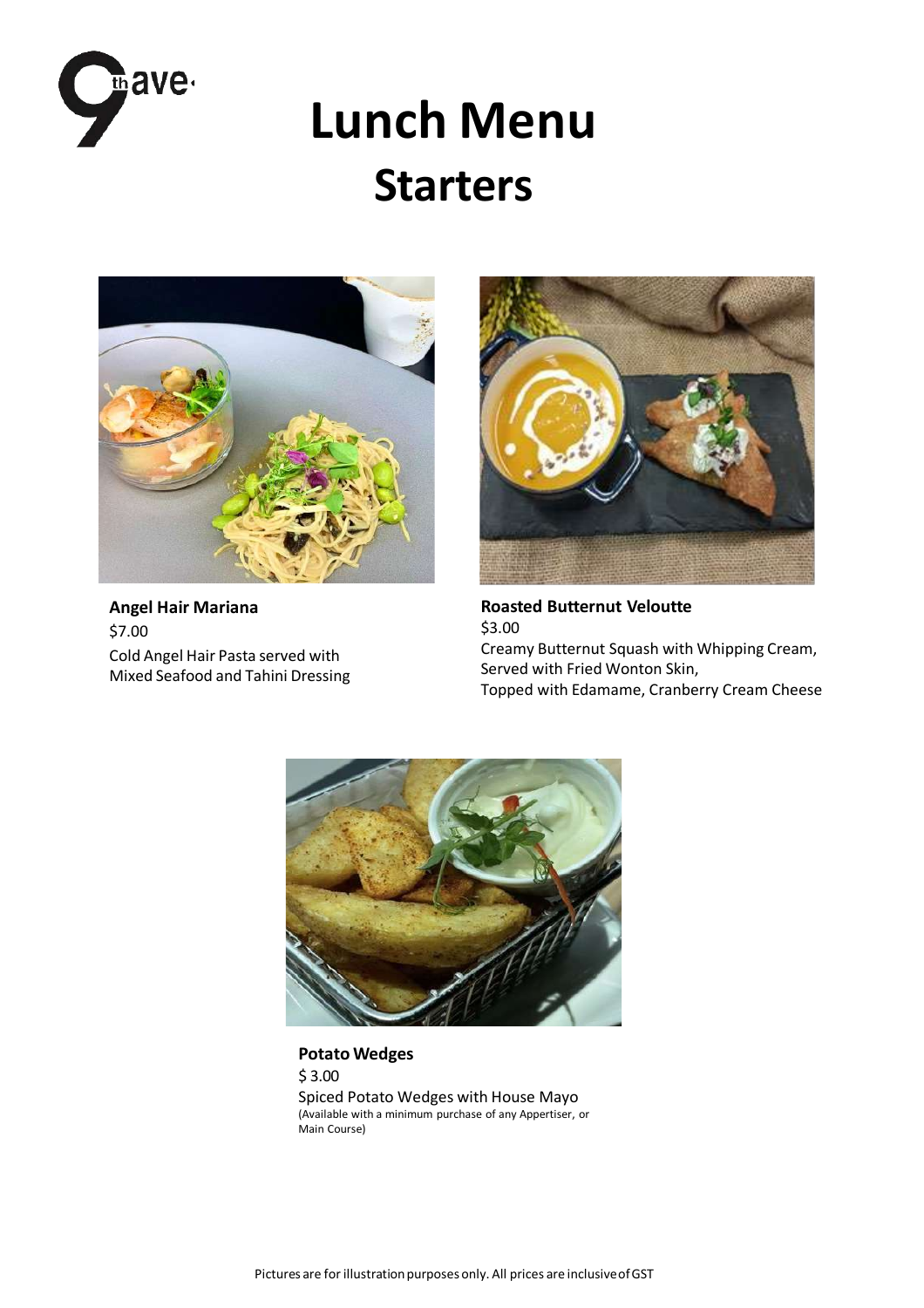# Lunch Menu

## Starters

**Angel Hair Mariana**
$7.00
Cold Angel Hair Pasta served with
Mixed Seafood and Tahini Dressing

**Roasted Butternut Veloutte**
$3.00
Creamy Butternut Squash with Whipping Cream,
Served with Fried Wonton Skin,
Topped with Edamame, Cranberry Cream Cheese

**Potato Wedges**
$ 3.00
Spiced Potato Wedges with House Mayo
(Available with a minimum purchase of any Appertiser, or Main Course)

Pictures are for illustration purposes only. All prices are inclusive of GST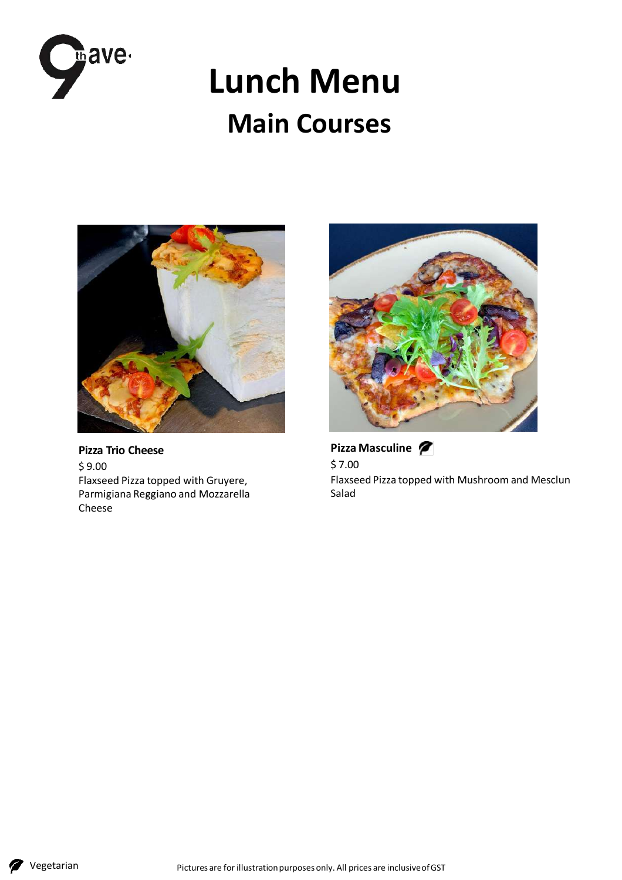# Lunch Menu

## Main Courses

**Pizza Trio Cheese**

$ 9.00

Flaxseed Pizza topped with Gruyere, Parmigiana Reggiano and Mozzarella Cheese

**Pizza Masculine** (Vegetarian)

$ 7.00

Flaxseed Pizza topped with Mushroom and Mesclun Salad

Vegetarian

Pictures are for illustration purposes only. All prices are inclusive of GST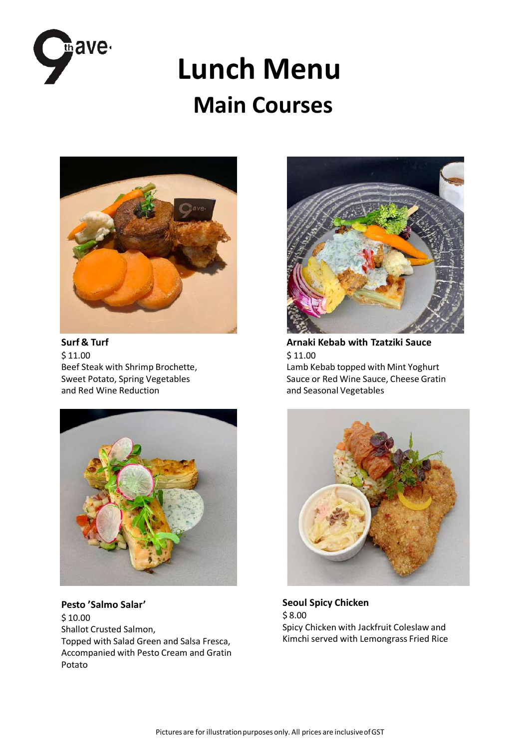# Lunch Menu

## Main Courses

**Surf & Turf**
$ 11.00
Beef Steak with Shrimp Brochette,
Sweet Potato, Spring Vegetables
and Red Wine Reduction

**Arnaki Kebab with Tzatziki Sauce**
$ 11.00
Lamb Kebab topped with Mint Yoghurt
Sauce or Red Wine Sauce, Cheese Gratin
and Seasonal Vegetables

**Pesto 'Salmo Salar'**
$ 10.00
Shallot Crusted Salmon,
Topped with Salad Green and Salsa Fresca,
Accompanied with Pesto Cream and Gratin
Potato

**Seoul Spicy Chicken**
$ 8.00
Spicy Chicken with Jackfruit Coleslaw and
Kimchi served with Lemongrass Fried Rice

Pictures are for illustration purposes only. All prices are inclusive of GST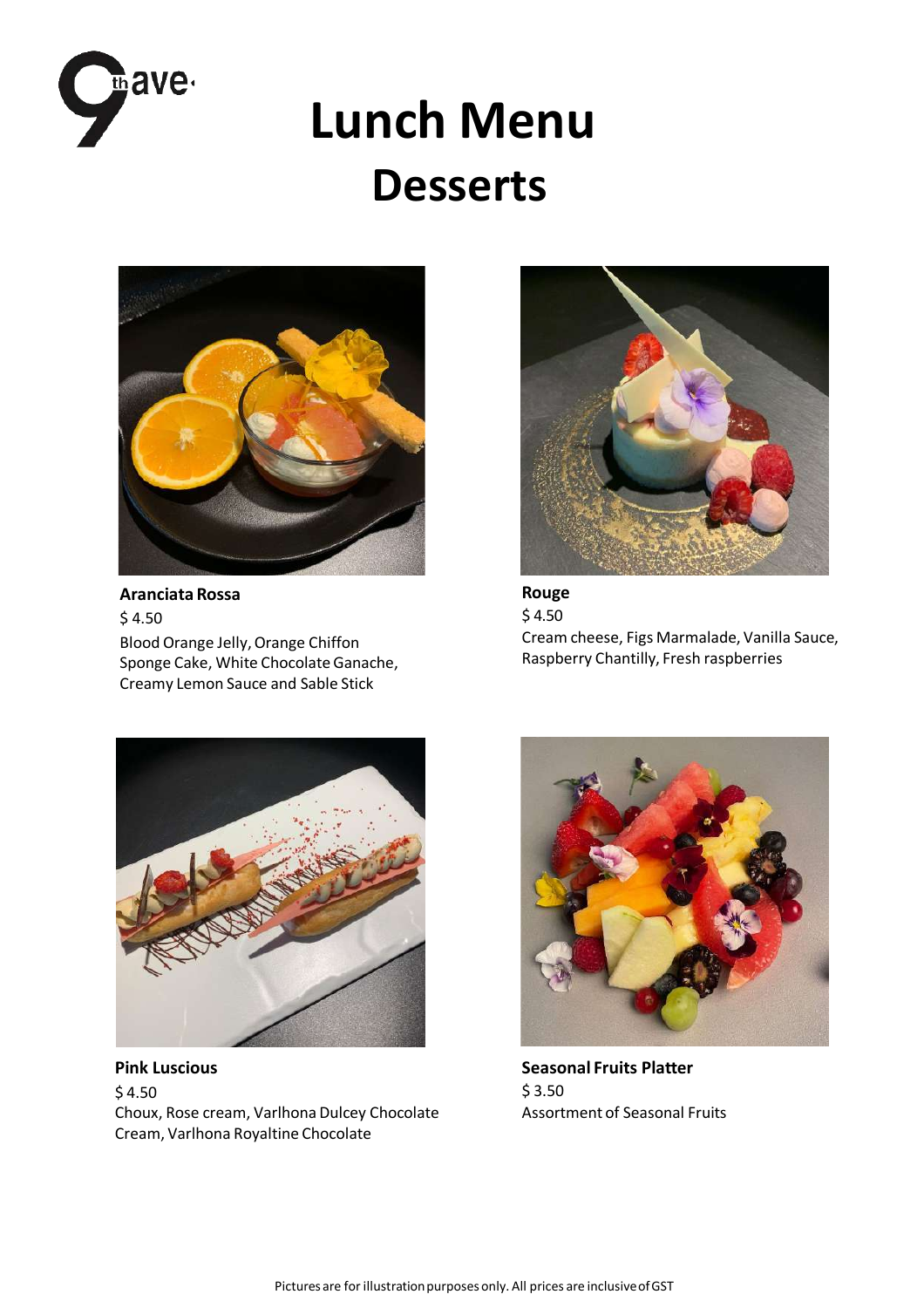# Lunch Menu

## Desserts

**Aranciata Rossa**

$ 4.50

Blood Orange Jelly, Orange Chiffon Sponge Cake, White Chocolate Ganache, Creamy Lemon Sauce and Sable Stick

**Rouge**

$ 4.50

Cream cheese, Figs Marmalade, Vanilla Sauce, Raspberry Chantilly, Fresh raspberries

**Pink Luscious**

$ 4.50

Choux, Rose cream, Varlhona Dulcey Chocolate Cream, Varlhona Royaltine Chocolate

**Seasonal Fruits Platter**

$ 3.50

Assortment of Seasonal Fruits

Pictures are for illustration purposes only. All prices are inclusive of GST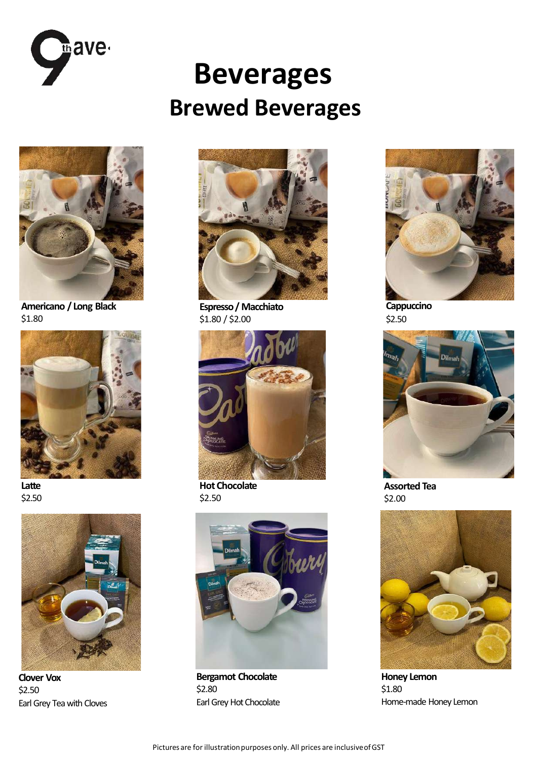# Beverages

## Brewed Beverages

**Americano / Long Black**
$1.80

**Espresso / Macchiato**
$1.80 / $2.00

**Cappuccino**
$2.50

**Latte**
$2.50

**Hot Chocolate**
$2.50

**Assorted Tea**
$2.00

**Clover Vox**
$2.50
Earl Grey Tea with Cloves

**Bergamot Chocolate**
$2.80
Earl Grey Hot Chocolate

**Honey Lemon**
$1.80
Home-made Honey Lemon

Pictures are for illustration purposes only. All prices are inclusive of GST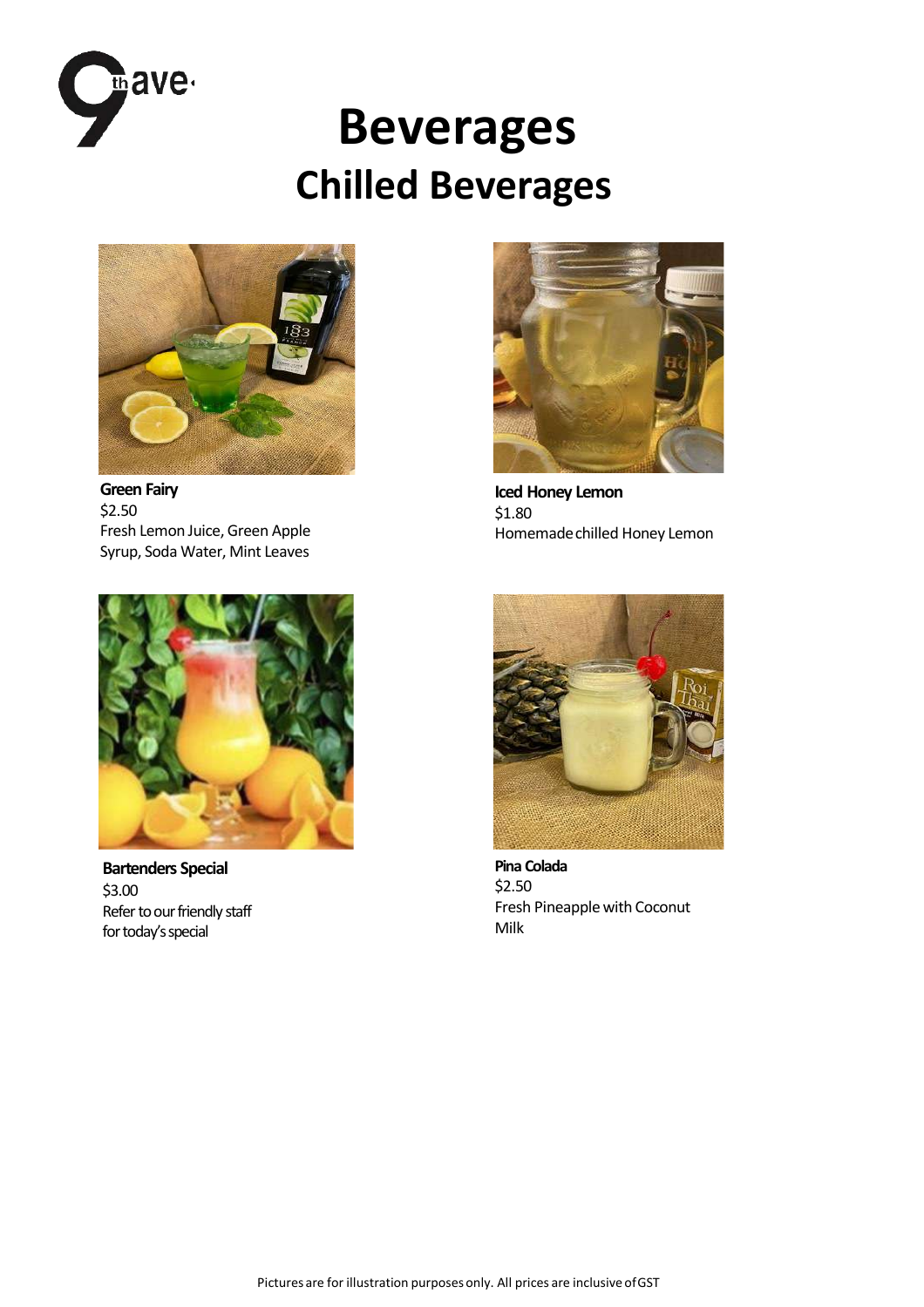# Beverages

## Chilled Beverages

**Green Fairy**
$2.50
Fresh Lemon Juice, Green Apple Syrup, Soda Water, Mint Leaves

**Iced Honey Lemon**
$1.80
Homemade chilled Honey Lemon

**Bartenders Special**
$3.00
Refer to our friendly staff for today's special

**Pina Colada**
$2.50
Fresh Pineapple with Coconut Milk

Pictures are for illustration purposes only. All prices are inclusive of GST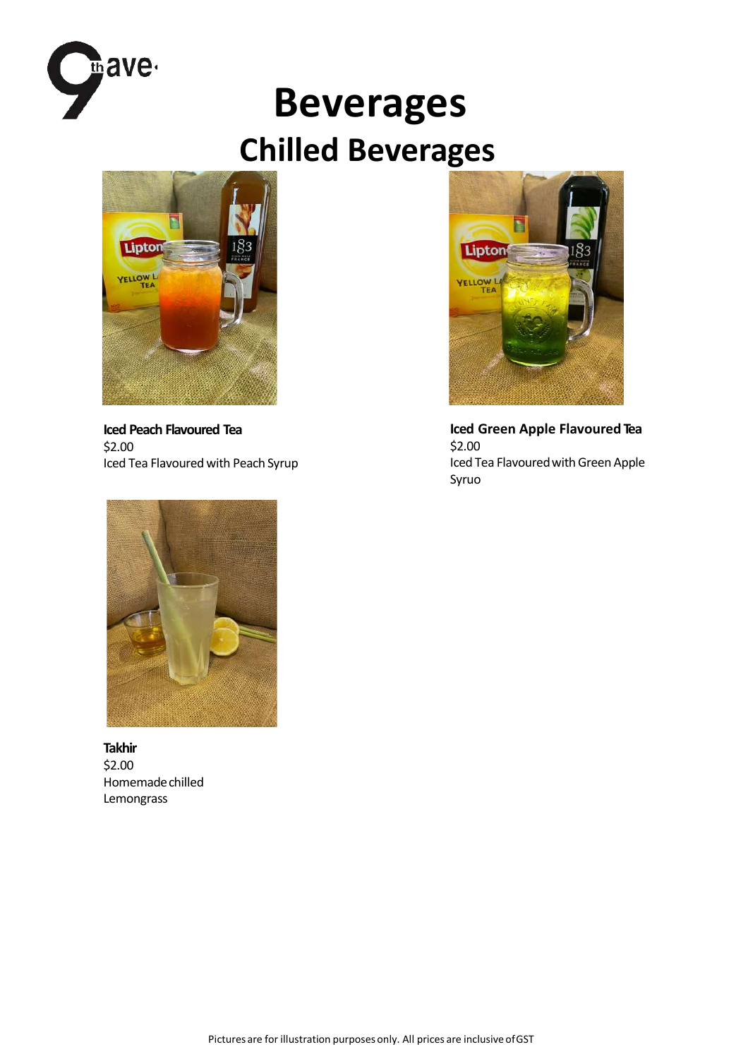# Beverages

## Chilled Beverages

**Iced Peach Flavoured Tea**
$2.00
Iced Tea Flavoured with Peach Syrup

**Iced Green Apple Flavoured Tea**
$2.00
Iced Tea Flavoured with Green Apple Syruo

**Takhir**
$2.00
Homemade chilled Lemongrass

Pictures are for illustration purposes only. All prices are inclusive of GST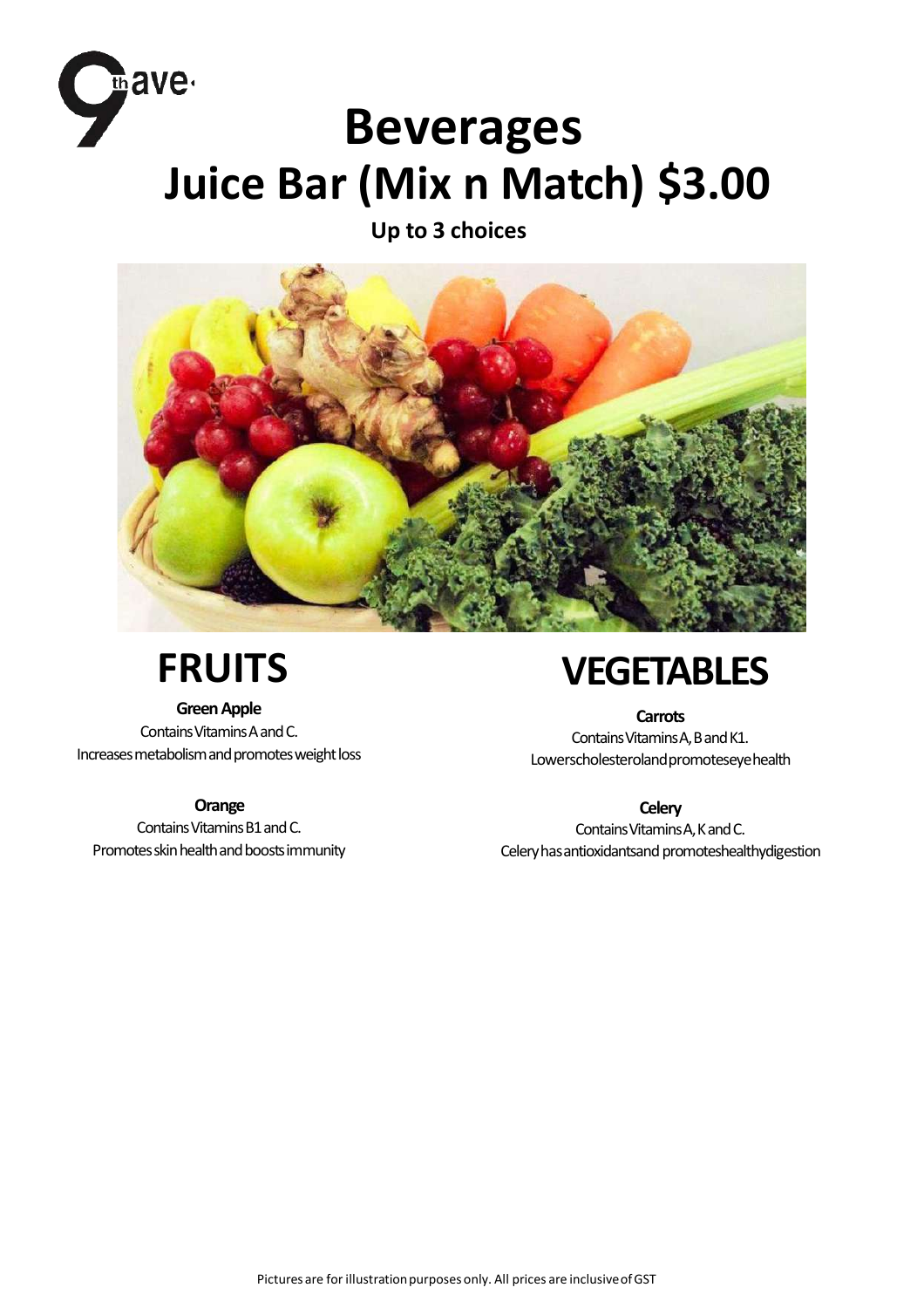# Beverages

## Juice Bar (Mix n Match) $3.00

**Up to 3 choices**

## FRUITS

**Green Apple**
Contains Vitamins A and C.
Increases metabolism and promotes weight loss

**Orange**
Contains Vitamins B1 and C.
Promotes skin health and boosts immunity

## VEGETABLES

**Carrots**
Contains Vitamins A, B and K1.
Lowers cholesterol and promotes eye health

**Celery**
Contains Vitamins A, K and C.
Celery has antioxidants and promotes healthy digestion

Pictures are for illustration purposes only. All prices are inclusive of GST